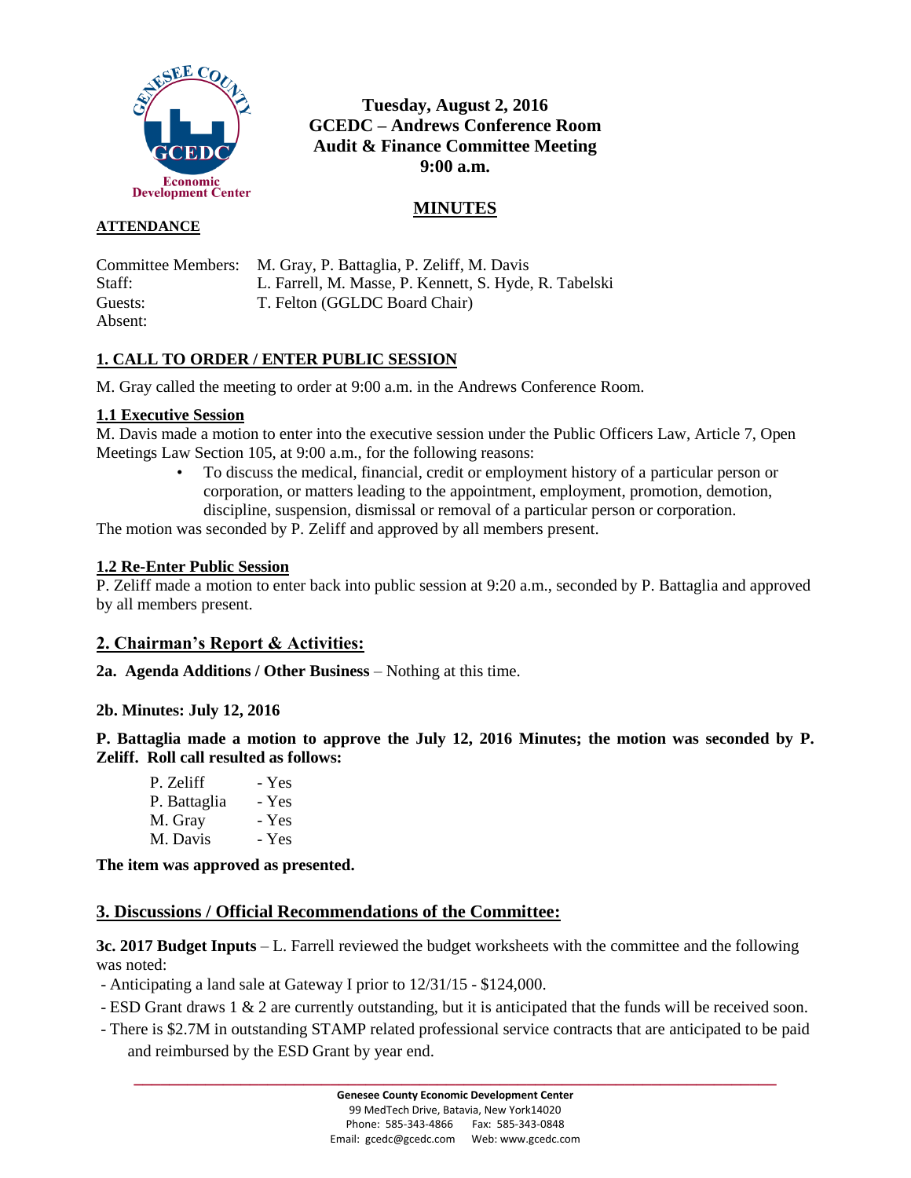**Tuesday, August 2, 2016**
**GCEDC – Andrews Conference Room**
**Audit & Finance Committee Meeting**
**9:00 a.m.**

## MINUTES

**ATTENDANCE**

Committee Members: M. Gray, P. Battaglia, P. Zeliff, M. Davis
Staff: L. Farrell, M. Masse, P. Kennett, S. Hyde, R. Tabelski
Guests: T. Felton (GGLDC Board Chair)
Absent:

## 1. CALL TO ORDER / ENTER PUBLIC SESSION

M. Gray called the meeting to order at 9:00 a.m. in the Andrews Conference Room.

### 1.1 Executive Session

M. Davis made a motion to enter into the executive session under the Public Officers Law, Article 7, Open Meetings Law Section 105, at 9:00 a.m., for the following reasons:

- To discuss the medical, financial, credit or employment history of a particular person or corporation, or matters leading to the appointment, employment, promotion, demotion, discipline, suspension, dismissal or removal of a particular person or corporation.

The motion was seconded by P. Zeliff and approved by all members present.

### 1.2 Re-Enter Public Session

P. Zeliff made a motion to enter back into public session at 9:20 a.m., seconded by P. Battaglia and approved by all members present.

## 2. Chairman's Report & Activities:

**2a. Agenda Additions / Other Business** – Nothing at this time.

**2b. Minutes: July 12, 2016**

**P. Battaglia made a motion to approve the July 12, 2016 Minutes; the motion was seconded by P. Zeliff. Roll call resulted as follows:**

P. Zeliff - Yes
P. Battaglia - Yes
M. Gray - Yes
M. Davis - Yes

**The item was approved as presented.**

## 3. Discussions / Official Recommendations of the Committee:

**3c. 2017 Budget Inputs** – L. Farrell reviewed the budget worksheets with the committee and the following was noted:

- Anticipating a land sale at Gateway I prior to 12/31/15 - $124,000.
- ESD Grant draws 1 & 2 are currently outstanding, but it is anticipated that the funds will be received soon.
- There is $2.7M in outstanding STAMP related professional service contracts that are anticipated to be paid and reimbursed by the ESD Grant by year end.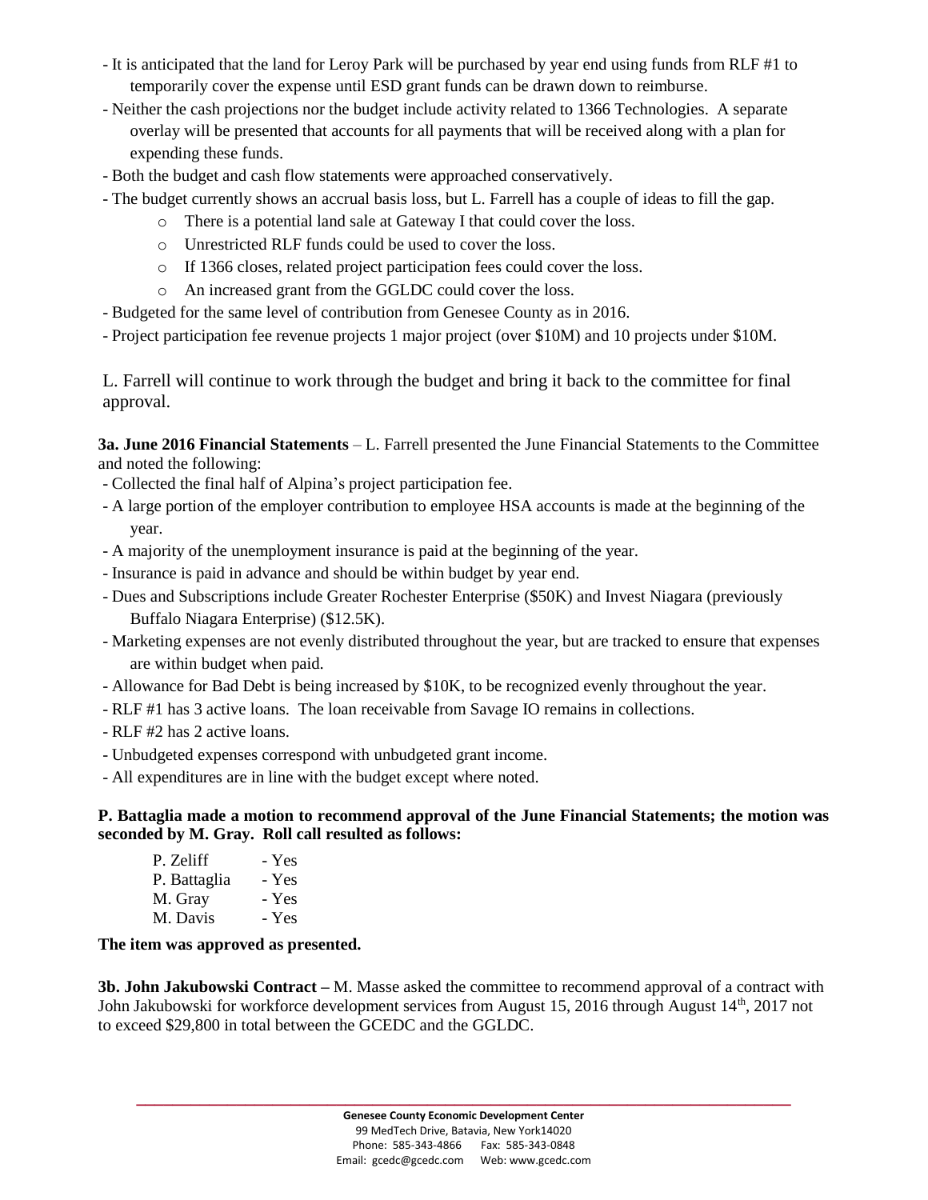- It is anticipated that the land for Leroy Park will be purchased by year end using funds from RLF #1 to temporarily cover the expense until ESD grant funds can be drawn down to reimburse.
- Neither the cash projections nor the budget include activity related to 1366 Technologies. A separate overlay will be presented that accounts for all payments that will be received along with a plan for expending these funds.
- Both the budget and cash flow statements were approached conservatively.
- The budget currently shows an accrual basis loss, but L. Farrell has a couple of ideas to fill the gap.
    - There is a potential land sale at Gateway I that could cover the loss.
    - Unrestricted RLF funds could be used to cover the loss.
    - If 1366 closes, related project participation fees could cover the loss.
    - An increased grant from the GGLDC could cover the loss.
- Budgeted for the same level of contribution from Genesee County as in 2016.
- Project participation fee revenue projects 1 major project (over $10M) and 10 projects under $10M.

L. Farrell will continue to work through the budget and bring it back to the committee for final approval.

**3a. June 2016 Financial Statements** – L. Farrell presented the June Financial Statements to the Committee and noted the following:

- Collected the final half of Alpina's project participation fee.
- A large portion of the employer contribution to employee HSA accounts is made at the beginning of the year.
- A majority of the unemployment insurance is paid at the beginning of the year.
- Insurance is paid in advance and should be within budget by year end.
- Dues and Subscriptions include Greater Rochester Enterprise ($50K) and Invest Niagara (previously Buffalo Niagara Enterprise) ($12.5K).
- Marketing expenses are not evenly distributed throughout the year, but are tracked to ensure that expenses are within budget when paid.
- Allowance for Bad Debt is being increased by $10K, to be recognized evenly throughout the year.
- RLF #1 has 3 active loans. The loan receivable from Savage IO remains in collections.
- RLF #2 has 2 active loans.
- Unbudgeted expenses correspond with unbudgeted grant income.
- All expenditures are in line with the budget except where noted.

**P. Battaglia made a motion to recommend approval of the June Financial Statements; the motion was seconded by M. Gray. Roll call resulted as follows:**

P. Zeliff - Yes
P. Battaglia - Yes
M. Gray - Yes
M. Davis - Yes

**The item was approved as presented.**

**3b. John Jakubowski Contract –** M. Masse asked the committee to recommend approval of a contract with John Jakubowski for workforce development services from August 15, 2016 through August 14th, 2017 not to exceed $29,800 in total between the GCEDC and the GGLDC.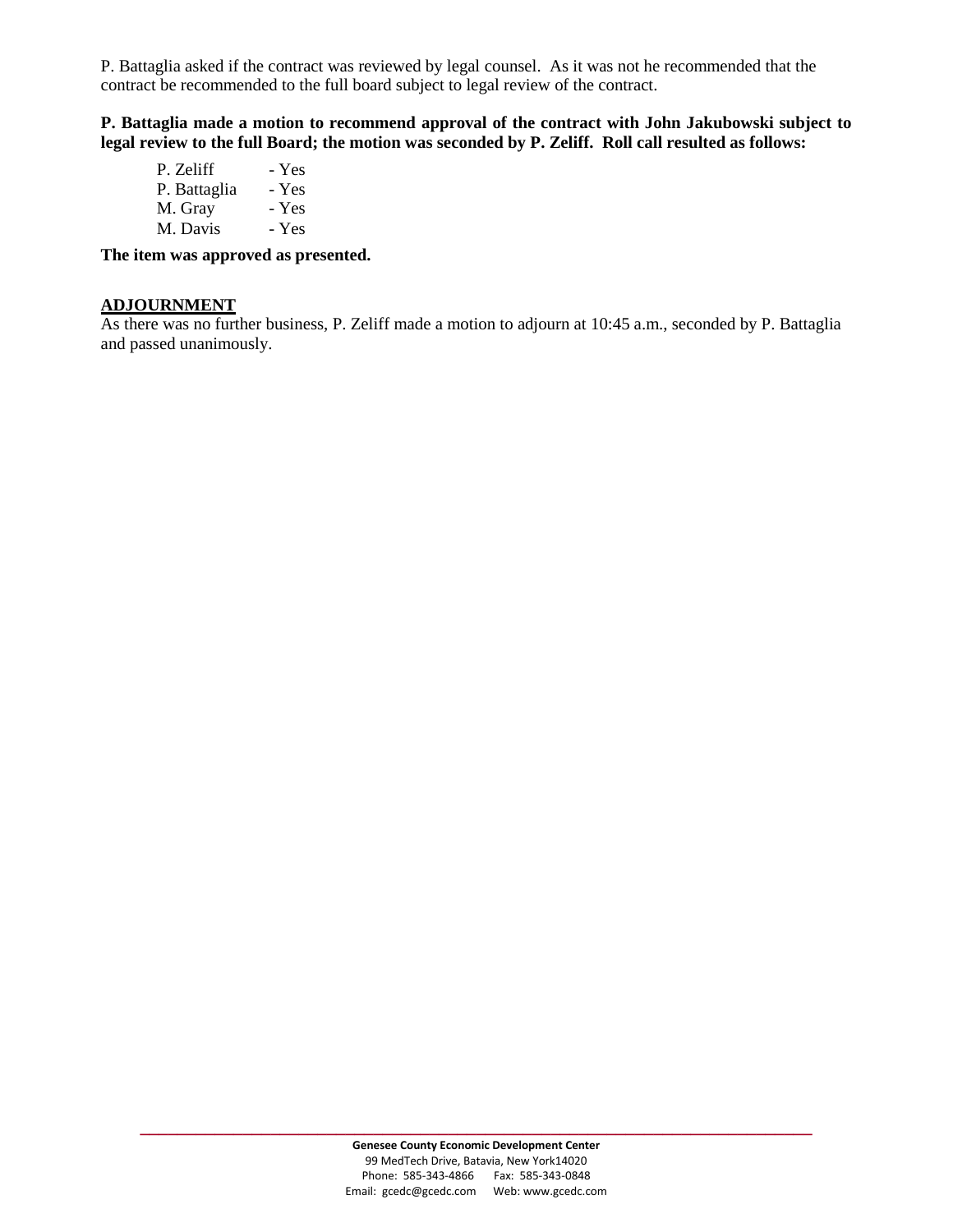P. Battaglia asked if the contract was reviewed by legal counsel. As it was not he recommended that the contract be recommended to the full board subject to legal review of the contract.

**P. Battaglia made a motion to recommend approval of the contract with John Jakubowski subject to legal review to the full Board; the motion was seconded by P. Zeliff. Roll call resulted as follows:**

P. Zeliff - Yes
P. Battaglia - Yes
M. Gray - Yes
M. Davis - Yes

**The item was approved as presented.**

**ADJOURNMENT**

As there was no further business, P. Zeliff made a motion to adjourn at 10:45 a.m., seconded by P. Battaglia and passed unanimously.

**Genesee County Economic Development Center**
99 MedTech Drive, Batavia, New York14020
Phone: 585-343-4866 Fax: 585-343-0848
Email: gcedc@gcedc.com Web: www.gcedc.com